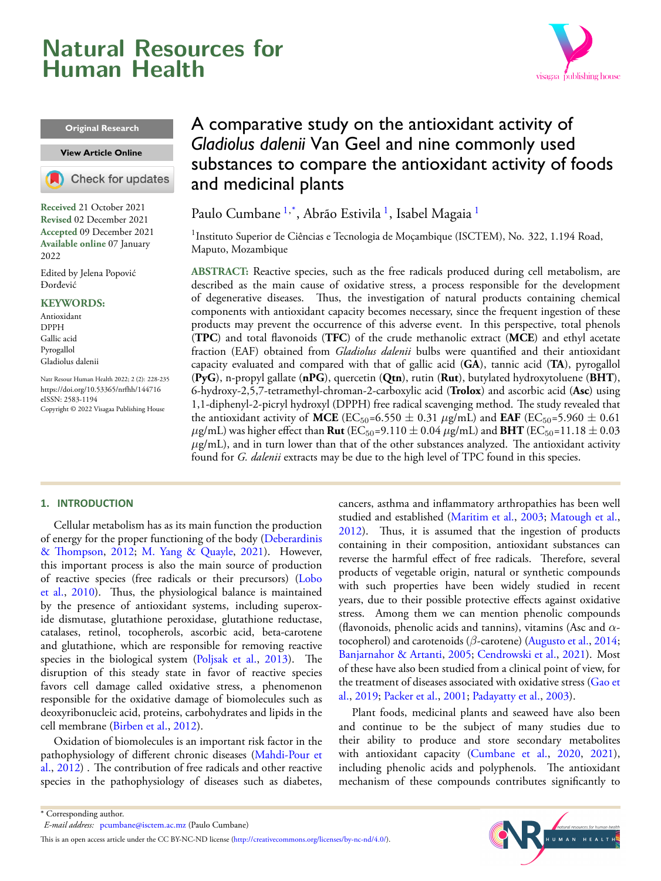# A comparative study on the antioxidant activity of *Gladiolus dalenii* Van Geel and nine commonly used substances to compare the antioxidant activity of foods and medicinal plants

Paulo Cumbane [1,*], Abrão Estivila [1], Isabel Magaia [1]

[1]Instituto Superior de Ciências e Tecnologia de Moçambique (ISCTEM), No. 322, 1.194 Road, Maputo, Mozambique

Original Research

**Received** 21 October 2021
**Revised** 02 December 2021
**Accepted** 09 December 2021
**Available online** 07 January 2022

Edited by Jelena Popović Đorđević

**KEYWORDS:**
Antioxidant
DPPH
Gallic acid
Pyrogallol
Gladiolus dalenii

Natr Resour Human Health 2022; 2 (2): 228-235
https://doi.org/10.53365/nrfhh/144716
eISSN: 2583-1194
Copyright © 2022 Visagaa Publishing House

**ABSTRACT:** Reactive species, such as the free radicals produced during cell metabolism, are described as the main cause of oxidative stress, a process responsible for the development of degenerative diseases. Thus, the investigation of natural products containing chemical components with antioxidant capacity becomes necessary, since the frequent ingestion of these products may prevent the occurrence of this adverse event. In this perspective, total phenols (**TPC**) and total flavonoids (**TFC**) of the crude methanolic extract (**MCE**) and ethyl acetate fraction (EAF) obtained from *Gladiolus dalenii* bulbs were quantified and their antioxidant capacity evaluated and compared with that of gallic acid (**GA**), tannic acid (**TA**), pyrogallol (**PyG**), n-propyl gallate (**nPG**), quercetin (**Qtn**), rutin (**Rut**), butylated hydroxytoluene (**BHT**), 6-hydroxy-2,5,7-tetramethyl-chroman-2-carboxylic acid (**Trolox**) and ascorbic acid (**Asc**) using 1,1-diphenyl-2-picryl hydroxyl (DPPH) free radical scavenging method. The study revealed that the antioxidant activity of **MCE** ($EC_{50}$=6.550 ± 0.31 $\mu$g/mL) and **EAF** ($EC_{50}$=5.960 ± 0.61 $\mu$g/mL) was higher effect than **Rut** ($EC_{50}$=9.110 ± 0.04 $\mu$g/mL) and **BHT** ($EC_{50}$=11.18 ± 0.03 $\mu$g/mL), and in turn lower than that of the other substances analyzed. The antioxidant activity found for *G. dalenii* extracts may be due to the high level of TPC found in this species.

## 1. INTRODUCTION

Cellular metabolism has as its main function the production of energy for the proper functioning of the body (Deberardinis & Thompson, 2012; M. Yang & Quayle, 2021). However, this important process is also the main source of production of reactive species (free radicals or their precursors) (Lobo et al., 2010). Thus, the physiological balance is maintained by the presence of antioxidant systems, including superoxide dismutase, glutathione peroxidase, glutathione reductase, catalases, retinol, tocopherols, ascorbic acid, beta-carotene and glutathione, which are responsible for removing reactive species in the biological system (Poljsak et al., 2013). The disruption of this steady state in favor of reactive species favors cell damage called oxidative stress, a phenomenon responsible for the oxidative damage of biomolecules such as deoxyribonucleic acid, proteins, carbohydrates and lipids in the cell membrane (Birben et al., 2012).

Oxidation of biomolecules is an important risk factor in the pathophysiology of different chronic diseases (Mahdi-Pour et al., 2012) . The contribution of free radicals and other reactive species in the pathophysiology of diseases such as diabetes, cancers, asthma and inflammatory arthropathies has been well studied and established (Maritim et al., 2003; Matough et al., 2012). Thus, it is assumed that the ingestion of products containing in their composition, antioxidant substances can reverse the harmful effect of free radicals. Therefore, several products of vegetable origin, natural or synthetic compounds with such properties have been widely studied in recent years, due to their possible protective effects against oxidative stress. Among them we can mention phenolic compounds (flavonoids, phenolic acids and tannins), vitamins (Asc and $\alpha$-tocopherol) and carotenoids ($\beta$-carotene) (Augusto et al., 2014; Banjarnahor & Artanti, 2005; Cendrowski et al., 2021). Most of these have also been studied from a clinical point of view, for the treatment of diseases associated with oxidative stress (Gao et al., 2019; Packer et al., 2001; Padayatty et al., 2003).

Plant foods, medicinal plants and seaweed have also been and continue to be the subject of many studies due to their ability to produce and store secondary metabolites with antioxidant capacity (Cumbane et al., 2020, 2021), including phenolic acids and polyphenols. The antioxidant mechanism of these compounds contributes significantly to

\* Corresponding author.
*E-mail address:* pcumbane@isctem.ac.mz (Paulo Cumbane)

This is an open access article under the CC BY-NC-ND license (http://creativecommons.org/licenses/by-nc-nd/4.0/).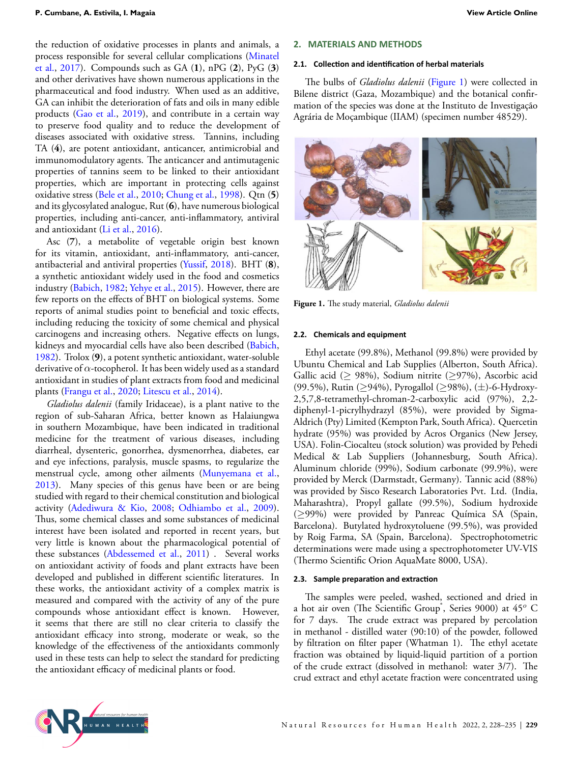the reduction of oxidative processes in plants and animals, a process responsible for several cellular complications (Minatel et al., 2017). Compounds such as GA (**1**), nPG (**2**), PyG (**3**) and other derivatives have shown numerous applications in the pharmaceutical and food industry. When used as an additive, GA can inhibit the deterioration of fats and oils in many edible products (Gao et al., 2019), and contribute in a certain way to preserve food quality and to reduce the development of diseases associated with oxidative stress. Tannins, including TA (**4**), are potent antioxidant, anticancer, antimicrobial and immunomodulatory agents. The anticancer and antimutagenic properties of tannins seem to be linked to their antioxidant properties, which are important in protecting cells against oxidative stress (Bele et al., 2010; Chung et al., 1998). Qtn (**5**) and its glycosylated analogue, Rut (**6**), have numerous biological properties, including anti-cancer, anti-inflammatory, antiviral and antioxidant (Li et al., 2016).

Asc (**7**), a metabolite of vegetable origin best known for its vitamin, antioxidant, anti-inflammatory, anti-cancer, antibacterial and antiviral properties (Yussif, 2018). BHT (**8**), a synthetic antioxidant widely used in the food and cosmetics industry (Babich, 1982; Yehye et al., 2015). However, there are few reports on the effects of BHT on biological systems. Some reports of animal studies point to beneficial and toxic effects, including reducing the toxicity of some chemical and physical carcinogens and increasing others. Negative effects on lungs, kidneys and myocardial cells have also been described (Babich, 1982). Trolox (**9**), a potent synthetic antioxidant, water-soluble derivative of $\alpha$-tocopherol. It has been widely used as a standard antioxidant in studies of plant extracts from food and medicinal plants (Frangu et al., 2020; Litescu et al., 2014).

*Gladiolus dalenii* (family Iridaceae), is a plant native to the region of sub-Saharan Africa, better known as Halaiungwa in southern Mozambique, have been indicated in traditional medicine for the treatment of various diseases, including diarrheal, dysenteric, gonorrhea, dysmenorrhea, diabetes, ear and eye infections, paralysis, muscle spasms, to regularize the menstrual cycle, among other ailments (Munyemana et al., 2013). Many species of this genus have been or are being studied with regard to their chemical constitution and biological activity (Adediwura & Kio, 2008; Odhiambo et al., 2009). Thus, some chemical classes and some substances of medicinal interest have been isolated and reported in recent years, but very little is known about the pharmacological potential of these substances (Abdessemed et al., 2011) . Several works on antioxidant activity of foods and plant extracts have been developed and published in different scientific literatures. In these works, the antioxidant activity of a complex matrix is measured and compared with the activity of any of the pure compounds whose antioxidant effect is known. However, it seems that there are still no clear criteria to classify the antioxidant efficacy into strong, moderate or weak, so the knowledge of the effectiveness of the antioxidants commonly used in these tests can help to select the standard for predicting the antioxidant efficacy of medicinal plants or food.

## 2. MATERIALS AND METHODS

### 2.1. Collection and identification of herbal materials

The bulbs of *Gladiolus dalenii* (Figure 1) were collected in Bilene district (Gaza, Mozambique) and the botanical confirmation of the species was done at the Instituto de Investigação Agrária de Moçambique (IIAM) (specimen number 48529).

**Figure 1.** The study material, *Gladiolus dalenii*

### 2.2. Chemicals and equipment

Ethyl acetate (99.8%), Methanol (99.8%) were provided by Ubuntu Chemical and Lab Supplies (Alberton, South Africa). Gallic acid ($\geq$ 98%), Sodium nitrite ($\geq$97%), Ascorbic acid (99.5%), Rutin ($\geq$94%), Pyrogallol ($\geq$98%), ($\pm$)-6-Hydroxy-2,5,7,8-tetramethyl-chroman-2-carboxylic acid (97%), 2,2-diphenyl-1-picrylhydrazyl (85%), were provided by Sigma-Aldrich (Pty) Limited (Kempton Park, South Africa). Quercetin hydrate (95%) was provided by Acros Organics (New Jersey, USA). Folin-Ciocalteu (stock solution) was provided by Pehedi Medical & Lab Suppliers (Johannesburg, South Africa). Aluminum chloride (99%), Sodium carbonate (99.9%), were provided by Merck (Darmstadt, Germany). Tannic acid (88%) was provided by Sisco Research Laboratories Pvt. Ltd. (India, Maharashtra), Propyl gallate (99.5%), Sodium hydroxide ($\geq$99%) were provided by Panreac Química SA (Spain, Barcelona). Butylated hydroxytoluene (99.5%), was provided by Roig Farma, SA (Spain, Barcelona). Spectrophotometric determinations were made using a spectrophotometer UV-VIS (Thermo Scientific Orion AquaMate 8000, USA).

### 2.3. Sample preparation and extraction

The samples were peeled, washed, sectioned and dried in a hot air oven (The Scientific Group®, Series 9000) at 45° C for 7 days. The crude extract was prepared by percolation in methanol - distilled water (90:10) of the powder, followed by filtration on filter paper (Whatman 1). The ethyl acetate fraction was obtained by liquid-liquid partition of a portion of the crude extract (dissolved in methanol: water 3/7). The crud extract and ethyl acetate fraction were concentrated using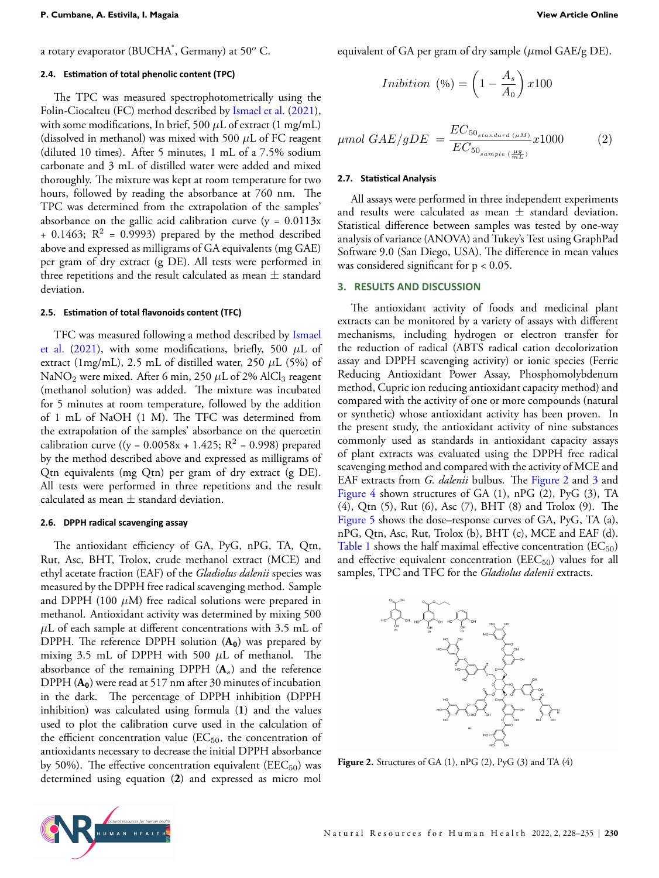a rotary evaporator (BUCHA*, Germany) at $50^o$ C.

### 2.4. Estimation of total phenolic content (TPC)

The TPC was measured spectrophotometrically using the Folin-Ciocalteu (FC) method described by Ismael et al. (2021), with some modifications, In brief, 500 $\mu$L of extract (1 mg/mL) (dissolved in methanol) was mixed with 500 $\mu$L of FC reagent (diluted 10 times). After 5 minutes, 1 mL of a 7.5% sodium carbonate and 3 mL of distilled water were added and mixed thoroughly. The mixture was kept at room temperature for two hours, followed by reading the absorbance at 760 nm. The TPC was determined from the extrapolation of the samples' absorbance on the gallic acid calibration curve (y = 0.0113x + 0.1463; $R^2$ = 0.9993) prepared by the method described above and expressed as milligrams of GA equivalents (mg GAE) per gram of dry extract (g DE). All tests were performed in three repetitions and the result calculated as mean ± standard deviation.

### 2.5. Estimation of total flavonoids content (TFC)

TFC was measured following a method described by Ismael et al. (2021), with some modifications, briefly, 500 $\mu$L of extract (1mg/mL), 2.5 mL of distilled water, 250 $\mu$L (5%) of $NaNO_2$ were mixed. After 6 min, 250 $\mu$L of 2% $AlCl_3$ reagent (methanol solution) was added. The mixture was incubated for 5 minutes at room temperature, followed by the addition of 1 mL of NaOH (1 M). The TFC was determined from the extrapolation of the samples' absorbance on the quercetin calibration curve ((y = 0.0058x + 1.425; $R^2$ = 0.998) prepared by the method described above and expressed as milligrams of Qtn equivalents (mg Qtn) per gram of dry extract (g DE). All tests were performed in three repetitions and the result calculated as mean ± standard deviation.

### 2.6. DPPH radical scavenging assay

The antioxidant efficiency of GA, PyG, nPG, TA, Qtn, Rut, Asc, BHT, Trolox, crude methanol extract (MCE) and ethyl acetate fraction (EAF) of the *Gladiolus dalenii* species was measured by the DPPH free radical scavenging method. Sample and DPPH (100 $\mu$M) free radical solutions were prepared in methanol. Antioxidant activity was determined by mixing 500 $\mu$L of each sample at different concentrations with 3.5 mL of DPPH. The reference DPPH solution ($\mathbf{A_0}$) was prepared by mixing 3.5 mL of DPPH with 500 $\mu$L of methanol. The absorbance of the remaining DPPH ($\mathbf{A}_s$) and the reference DPPH ($\mathbf{A_0}$) were read at 517 nm after 30 minutes of incubation in the dark. The percentage of DPPH inhibition (DPPH inhibition) was calculated using formula (**1**) and the values used to plot the calibration curve used in the calculation of the efficient concentration value ($EC_{50}$, the concentration of antioxidants necessary to decrease the initial DPPH absorbance by 50%). The effective concentration equivalent ($EEC_{50}$) was determined using equation (**2**) and expressed as micro mol equivalent of GA per gram of dry sample ($\mu$mol GAE/g DE).

$$Inibition\ (\%) = \left(1 - \frac{A_s}{A_0}\right) x100$$

$$\mu mol\ GAE/gDE\ = \frac{EC_{50_{standard\ (\mu M)}}}{EC_{50_{sample\ (\frac{\mu g}{mL})}}} x1000 \qquad (2)$$

### 2.7. Statistical Analysis

All assays were performed in three independent experiments and results were calculated as mean ± standard deviation. Statistical difference between samples was tested by one-way analysis of variance (ANOVA) and Tukey's Test using GraphPad Software 9.0 (San Diego, USA). The difference in mean values was considered significant for p < 0.05.

## 3. RESULTS AND DISCUSSION

The antioxidant activity of foods and medicinal plant extracts can be monitored by a variety of assays with different mechanisms, including hydrogen or electron transfer for the reduction of radical (ABTS radical cation decolorization assay and DPPH scavenging activity) or ionic species (Ferric Reducing Antioxidant Power Assay, Phosphomolybdenum method, Cupric ion reducing antioxidant capacity method) and compared with the activity of one or more compounds (natural or synthetic) whose antioxidant activity has been proven. In the present study, the antioxidant activity of nine substances commonly used as standards in antioxidant capacity assays of plant extracts was evaluated using the DPPH free radical scavenging method and compared with the activity of MCE and EAF extracts from *G. dalenii* bulbus. The Figure 2 and 3 and Figure 4 shown structures of GA (1), nPG (2), PyG (3), TA (4), Qtn (5), Rut (6), Asc (7), BHT (8) and Trolox (9). The Figure 5 shows the dose–response curves of GA, PyG, TA (a), nPG, Qtn, Asc, Rut, Trolox (b), BHT (c), MCE and EAF (d). Table 1 shows the half maximal effective concentration ($EC_{50}$) and effective equivalent concentration ($EEC_{50}$) values for all samples, TPC and TFC for the *Gladiolus dalenii* extracts.

**Figure 2.** Structures of GA (1), nPG (2), PyG (3) and TA (4)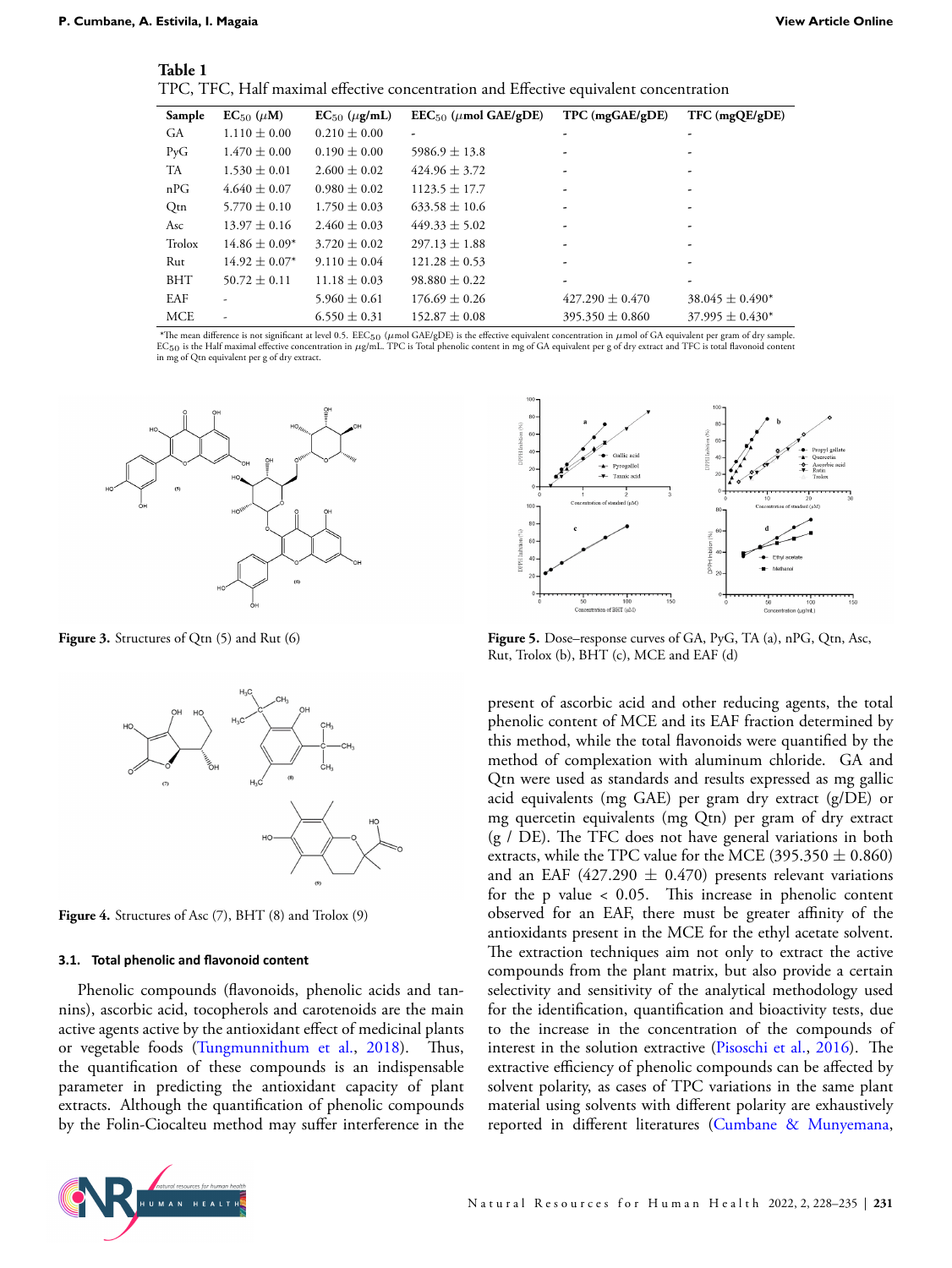**Table 1**
TPC, TFC, Half maximal effective concentration and Effective equivalent concentration

| Sample | $EC_{50}$ ($\mu$M) | $EC_{50}$ ($\mu$g/mL) | $EEC_{50}$ ($\mu$mol GAE/gDE) | TPC (mgGAE/gDE) | TFC (mgQE/gDE) |
|---|---|---|---|---|---|
| GA | 1.110 ± 0.00 | 0.210 ± 0.00 | - | - | - |
| PyG | 1.470 ± 0.00 | 0.190 ± 0.00 | 5986.9 ± 13.8 | - | - |
| TA | 1.530 ± 0.01 | 2.600 ± 0.02 | 424.96 ± 3.72 | - | - |
| nPG | 4.640 ± 0.07 | 0.980 ± 0.02 | 1123.5 ± 17.7 | - | - |
| Qtn | 5.770 ± 0.10 | 1.750 ± 0.03 | 633.58 ± 10.6 | - | - |
| Asc | 13.97 ± 0.16 | 2.460 ± 0.03 | 449.33 ± 5.02 | - | - |
| Trolox | 14.86 ± 0.09* | 3.720 ± 0.02 | 297.13 ± 1.88 | - | - |
| Rut | 14.92 ± 0.07* | 9.110 ± 0.04 | 121.28 ± 0.53 | - | - |
| BHT | 50.72 ± 0.11 | 11.18 ± 0.03 | 98.880 ± 0.22 | - | - |
| EAF | - | 5.960 ± 0.61 | 176.69 ± 0.26 | 427.290 ± 0.470 | 38.045 ± 0.490* |
| MCE | - | 6.550 ± 0.31 | 152.87 ± 0.08 | 395.350 ± 0.860 | 37.995 ± 0.430* |

*The mean difference is not significant at level 0.5. $EEC_{50}$ ($\mu$mol GAE/gDE) is the effective equivalent concentration in $\mu$mol of GA equivalent per gram of dry sample. $EC_{50}$ is the Half maximal effective concentration in $\mu$g/mL. TPC is Total phenolic content in mg of GA equivalent per g of dry extract and TFC is total flavonoid content in mg of Qtn equivalent per g of dry extract.

**Figure 3.** Structures of Qtn (5) and Rut (6)

**Figure 4.** Structures of Asc (7), BHT (8) and Trolox (9)

**Figure 5.** Dose–response curves of GA, PyG, TA (a), nPG, Qtn, Asc, Rut, Trolox (b), BHT (c), MCE and EAF (d)

### 3.1. Total phenolic and flavonoid content

Phenolic compounds (flavonoids, phenolic acids and tannins), ascorbic acid, tocopherols and carotenoids are the main active agents active by the antioxidant effect of medicinal plants or vegetable foods (Tungmunnithum et al., 2018). Thus, the quantification of these compounds is an indispensable parameter in predicting the antioxidant capacity of plant extracts. Although the quantification of phenolic compounds by the Folin-Ciocalteu method may suffer interference in the present of ascorbic acid and other reducing agents, the total phenolic content of MCE and its EAF fraction determined by this method, while the total flavonoids were quantified by the method of complexation with aluminum chloride. GA and Qtn were used as standards and results expressed as mg gallic acid equivalents (mg GAE) per gram dry extract (g/DE) or mg quercetin equivalents (mg Qtn) per gram of dry extract (g / DE). The TFC does not have general variations in both extracts, while the TPC value for the MCE (395.350 ± 0.860) and an EAF (427.290 ± 0.470) presents relevant variations for the p value < 0.05. This increase in phenolic content observed for an EAF, there must be greater affinity of the antioxidants present in the MCE for the ethyl acetate solvent. The extraction techniques aim not only to extract the active compounds from the plant matrix, but also provide a certain selectivity and sensitivity of the analytical methodology used for the identification, quantification and bioactivity tests, due to the increase in the concentration of the compounds of interest in the solution extractive (Pisoschi et al., 2016). The extractive efficiency of phenolic compounds can be affected by solvent polarity, as cases of TPC variations in the same plant material using solvents with different polarity are exhaustively reported in different literatures (Cumbane & Munyemana,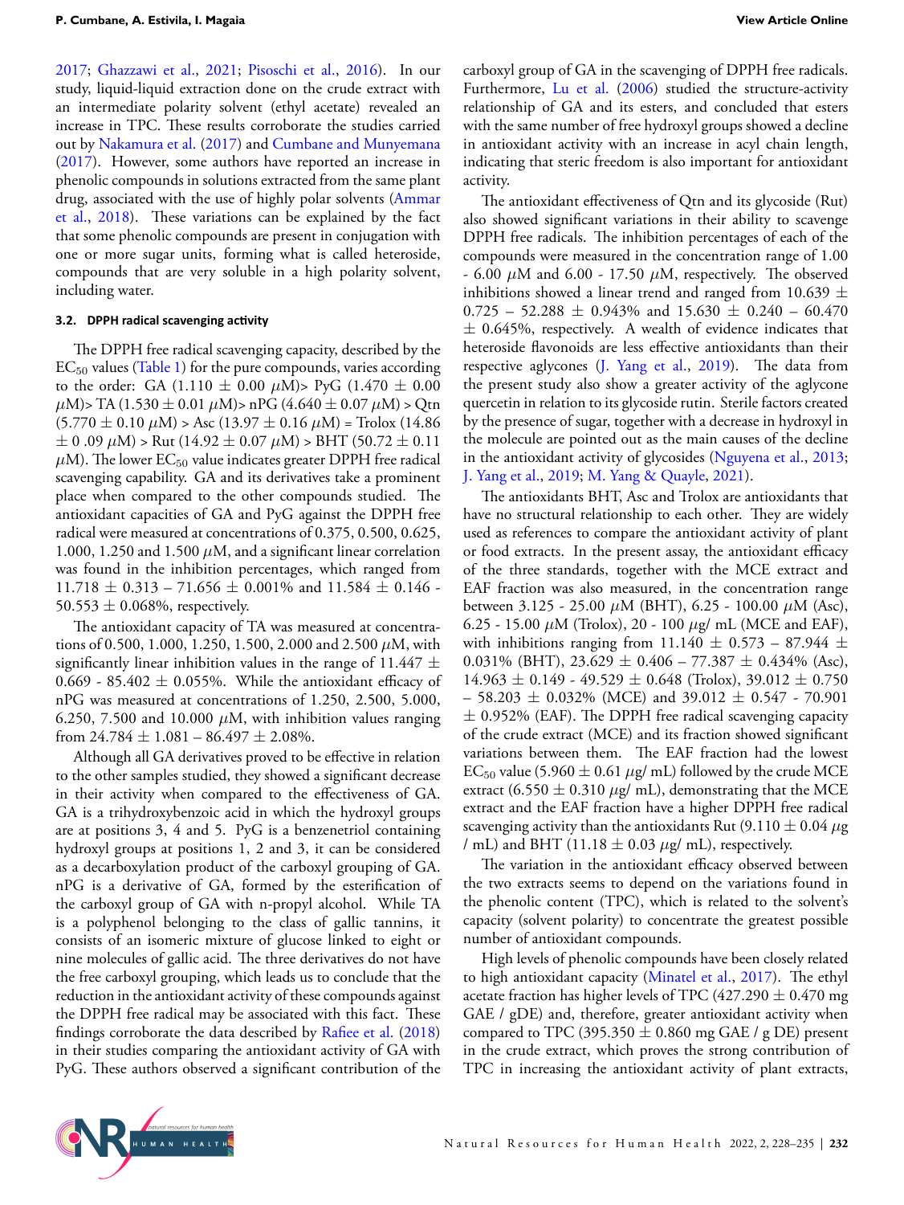2017; Ghazzawi et al., 2021; Pisoschi et al., 2016). In our study, liquid-liquid extraction done on the crude extract with an intermediate polarity solvent (ethyl acetate) revealed an increase in TPC. These results corroborate the studies carried out by Nakamura et al. (2017) and Cumbane and Munyemana (2017). However, some authors have reported an increase in phenolic compounds in solutions extracted from the same plant drug, associated with the use of highly polar solvents (Ammar et al., 2018). These variations can be explained by the fact that some phenolic compounds are present in conjugation with one or more sugar units, forming what is called heteroside, compounds that are very soluble in a high polarity solvent, including water.

### 3.2. DPPH radical scavenging activity

The DPPH free radical scavenging capacity, described by the $EC_{50}$ values (Table 1) for the pure compounds, varies according to the order: GA (1.110 ± 0.00 $\mu$M)> PyG (1.470 ± 0.00 $\mu$M)> TA (1.530 ± 0.01 $\mu$M)> nPG (4.640 ± 0.07 $\mu$M) > Qtn (5.770 ± 0.10 $\mu$M) > Asc (13.97 ± 0.16 $\mu$M) = Trolox (14.86 ± 0 .09 $\mu$M) > Rut (14.92 ± 0.07 $\mu$M) > BHT (50.72 ± 0.11 $\mu$M). The lower $EC_{50}$ value indicates greater DPPH free radical scavenging capability. GA and its derivatives take a prominent place when compared to the other compounds studied. The antioxidant capacities of GA and PyG against the DPPH free radical were measured at concentrations of 0.375, 0.500, 0.625, 1.000, 1.250 and 1.500 $\mu$M, and a significant linear correlation was found in the inhibition percentages, which ranged from 11.718 ± 0.313 – 71.656 ± 0.001% and 11.584 ± 0.146 - 50.553 ± 0.068%, respectively.

The antioxidant capacity of TA was measured at concentrations of 0.500, 1.000, 1.250, 1.500, 2.000 and 2.500 $\mu$M, with significantly linear inhibition values in the range of 11.447 ± 0.669 - 85.402 ± 0.055%. While the antioxidant efficacy of nPG was measured at concentrations of 1.250, 2.500, 5.000, 6.250, 7.500 and 10.000 $\mu$M, with inhibition values ranging from 24.784 ± 1.081 – 86.497 ± 2.08%.

Although all GA derivatives proved to be effective in relation to the other samples studied, they showed a significant decrease in their activity when compared to the effectiveness of GA. GA is a trihydroxybenzoic acid in which the hydroxyl groups are at positions 3, 4 and 5. PyG is a benzenetriol containing hydroxyl groups at positions 1, 2 and 3, it can be considered as a decarboxylation product of the carboxyl grouping of GA. nPG is a derivative of GA, formed by the esterification of the carboxyl group of GA with n-propyl alcohol. While TA is a polyphenol belonging to the class of gallic tannins, it consists of an isomeric mixture of glucose linked to eight or nine molecules of gallic acid. The three derivatives do not have the free carboxyl grouping, which leads us to conclude that the reduction in the antioxidant activity of these compounds against the DPPH free radical may be associated with this fact. These findings corroborate the data described by Rafiee et al. (2018) in their studies comparing the antioxidant activity of GA with PyG. These authors observed a significant contribution of the carboxyl group of GA in the scavenging of DPPH free radicals. Furthermore, Lu et al. (2006) studied the structure-activity relationship of GA and its esters, and concluded that esters with the same number of free hydroxyl groups showed a decline in antioxidant activity with an increase in acyl chain length, indicating that steric freedom is also important for antioxidant activity.

The antioxidant effectiveness of Qtn and its glycoside (Rut) also showed significant variations in their ability to scavenge DPPH free radicals. The inhibition percentages of each of the compounds were measured in the concentration range of 1.00 - 6.00 $\mu$M and 6.00 - 17.50 $\mu$M, respectively. The observed inhibitions showed a linear trend and ranged from 10.639 ± 0.725 – 52.288 ± 0.943% and 15.630 ± 0.240 – 60.470 ± 0.645%, respectively. A wealth of evidence indicates that heteroside flavonoids are less effective antioxidants than their respective aglycones (J. Yang et al., 2019). The data from the present study also show a greater activity of the aglycone quercetin in relation to its glycoside rutin. Sterile factors created by the presence of sugar, together with a decrease in hydroxyl in the molecule are pointed out as the main causes of the decline in the antioxidant activity of glycosides (Nguyena et al., 2013; J. Yang et al., 2019; M. Yang & Quayle, 2021).

The antioxidants BHT, Asc and Trolox are antioxidants that have no structural relationship to each other. They are widely used as references to compare the antioxidant activity of plant or food extracts. In the present assay, the antioxidant efficacy of the three standards, together with the MCE extract and EAF fraction was also measured, in the concentration range between 3.125 - 25.00 $\mu$M (BHT), 6.25 - 100.00 $\mu$M (Asc), 6.25 - 15.00 $\mu$M (Trolox), 20 - 100 $\mu$g/ mL (MCE and EAF), with inhibitions ranging from 11.140 ± 0.573 – 87.944 ± 0.031% (BHT), 23.629 ± 0.406 – 77.387 ± 0.434% (Asc), 14.963 ± 0.149 - 49.529 ± 0.648 (Trolox), 39.012 ± 0.750 – 58.203 ± 0.032% (MCE) and 39.012 ± 0.547 - 70.901 ± 0.952% (EAF). The DPPH free radical scavenging capacity of the crude extract (MCE) and its fraction showed significant variations between them. The EAF fraction had the lowest $EC_{50}$ value (5.960 ± 0.61 $\mu$g/ mL) followed by the crude MCE extract (6.550 ± 0.310 $\mu$g/ mL), demonstrating that the MCE extract and the EAF fraction have a higher DPPH free radical scavenging activity than the antioxidants Rut (9.110 ± 0.04 $\mu$g / mL) and BHT (11.18 ± 0.03 $\mu$g/ mL), respectively.

The variation in the antioxidant efficacy observed between the two extracts seems to depend on the variations found in the phenolic content (TPC), which is related to the solvent's capacity (solvent polarity) to concentrate the greatest possible number of antioxidant compounds.

High levels of phenolic compounds have been closely related to high antioxidant capacity (Minatel et al., 2017). The ethyl acetate fraction has higher levels of TPC (427.290 ± 0.470 mg GAE / gDE) and, therefore, greater antioxidant activity when compared to TPC (395.350 ± 0.860 mg GAE / g DE) present in the crude extract, which proves the strong contribution of TPC in increasing the antioxidant activity of plant extracts,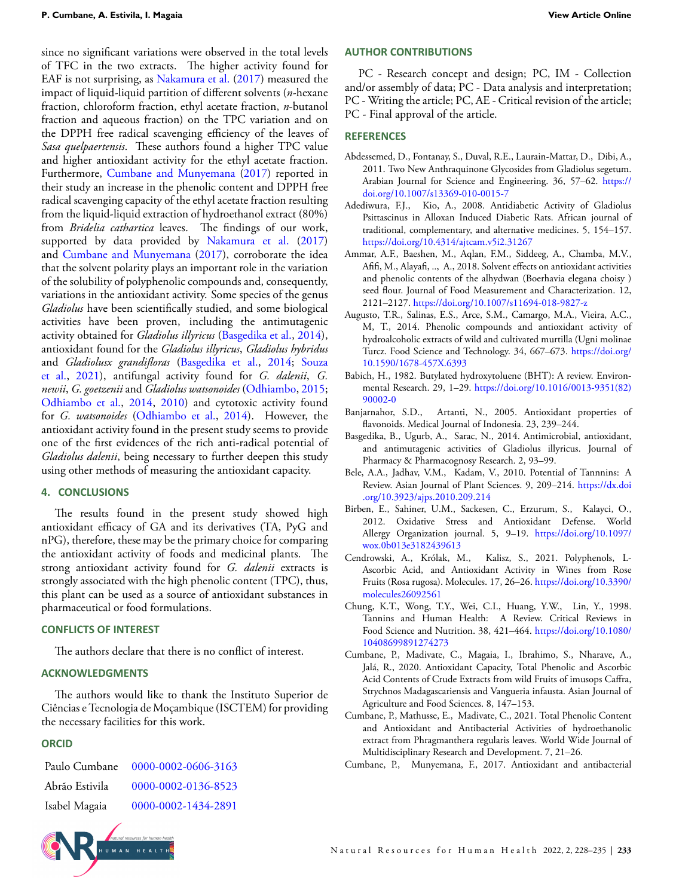since no significant variations were observed in the total levels of TFC in the two extracts. The higher activity found for EAF is not surprising, as Nakamura et al. (2017) measured the impact of liquid-liquid partition of different solvents (*n*-hexane fraction, chloroform fraction, ethyl acetate fraction, *n*-butanol fraction and aqueous fraction) on the TPC variation and on the DPPH free radical scavenging efficiency of the leaves of *Sasa quelpaertensis*. These authors found a higher TPC value and higher antioxidant activity for the ethyl acetate fraction. Furthermore, Cumbane and Munyemana (2017) reported in their study an increase in the phenolic content and DPPH free radical scavenging capacity of the ethyl acetate fraction resulting from the liquid-liquid extraction of hydroethanol extract (80%) from *Bridelia cathartica* leaves. The findings of our work, supported by data provided by Nakamura et al. (2017) and Cumbane and Munyemana (2017), corroborate the idea that the solvent polarity plays an important role in the variation of the solubility of polyphenolic compounds and, consequently, variations in the antioxidant activity. Some species of the genus *Gladiolus* have been scientifically studied, and some biological activities have been proven, including the antimutagenic activity obtained for *Gladiolus illyricus* (Basgedika et al., 2014), antioxidant found for the *Gladiolus illyricus*, *Gladiolus hybridus* and *Gladiolusx grandifloras* (Basgedika et al., 2014; Souza et al., 2021), antifungal activity found for *G. dalenii*, *G. newii*, *G. goetzenii* and *Gladiolus watsonoides* (Odhiambo, 2015; Odhiambo et al., 2014, 2010) and cytotoxic activity found for *G. watsonoides* (Odhiambo et al., 2014). However, the antioxidant activity found in the present study seems to provide one of the first evidences of the rich anti-radical potential of *Gladiolus dalenii*, being necessary to further deepen this study using other methods of measuring the antioxidant capacity.

## 4. CONCLUSIONS

The results found in the present study showed high antioxidant efficacy of GA and its derivatives (TA, PyG and nPG), therefore, these may be the primary choice for comparing the antioxidant activity of foods and medicinal plants. The strong antioxidant activity found for *G. dalenii* extracts is strongly associated with the high phenolic content (TPC), thus, this plant can be used as a source of antioxidant substances in pharmaceutical or food formulations.

## CONFLICTS OF INTEREST

The authors declare that there is no conflict of interest.

## ACKNOWLEDGMENTS

The authors would like to thank the Instituto Superior de Ciências e Tecnologia de Moçambique (ISCTEM) for providing the necessary facilities for this work.

## ORCID

| | |
|---|---|
| Paulo Cumbane | 0000-0002-0606-3163 |
| Abrão Estivila | 0000-0002-0136-8523 |
| Isabel Magaia | 0000-0002-1434-2891 |

## AUTHOR CONTRIBUTIONS

PC - Research concept and design; PC, IM - Collection and/or assembly of data; PC - Data analysis and interpretation; PC - Writing the article; PC, AE - Critical revision of the article; PC - Final approval of the article.

## REFERENCES

Abdessemed, D., Fontanay, S., Duval, R.E., Laurain-Mattar, D., Dibi, A., 2011. Two New Anthraquinone Glycosides from Gladiolus segetum. Arabian Journal for Science and Engineering. 36, 57–62. https://doi.org/10.1007/s13369-010-0015-7

Adediwura, F.J., Kio, A., 2008. Antidiabetic Activity of Gladiolus Psittascinus in Alloxan Induced Diabetic Rats. African journal of traditional, complementary, and alternative medicines. 5, 154–157. https://doi.org/10.4314/ajtcam.v5i2.31267

Ammar, A.F., Baeshen, M., Aqlan, F.M., Siddeeg, A., Chamba, M.V., Afifi, M., Alayafi, .., A., 2018. Solvent effects on antioxidant activities and phenolic contents of the alhydwan (Boerhavia elegana choisy ) seed flour. Journal of Food Measurement and Characterization. 12, 2121–2127. https://doi.org/10.1007/s11694-018-9827-z

Augusto, T.R., Salinas, E.S., Arce, S.M., Camargo, M.A., Vieira, A.C., M, T., 2014. Phenolic compounds and antioxidant activity of hydroalcoholic extracts of wild and cultivated murtilla (Ugni molinae Turcz. Food Science and Technology. 34, 667–673. https://doi.org/10.1590/1678-457X.6393

Babich, H., 1982. Butylated hydroxytoluene (BHT): A review. Environmental Research. 29, 1–29. https://doi.org/10.1016/0013-9351(82)90002-0

Banjarnahor, S.D., Artanti, N., 2005. Antioxidant properties of flavonoids. Medical Journal of Indonesia. 23, 239–244.

Basgedika, B., Ugurb, A., Sarac, N., 2014. Antimicrobial, antioxidant, and antimutagenic activities of Gladiolus illyricus. Journal of Pharmacy & Pharmacognosy Research. 2, 93–99.

Bele, A.A., Jadhav, V.M., Kadam, V., 2010. Potential of Tannnins: A Review. Asian Journal of Plant Sciences. 9, 209–214. https://dx.doi.org/10.3923/ajps.2010.209.214

Birben, E., Sahiner, U.M., Sackesen, C., Erzurum, S., Kalayci, O., 2012. Oxidative Stress and Antioxidant Defense. World Allergy Organization journal. 5, 9–19. https://doi.org/10.1097/wox.0b013e3182439613

Cendrowski, A., Królak, M., Kalisz, S., 2021. Polyphenols, L-Ascorbic Acid, and Antioxidant Activity in Wines from Rose Fruits (Rosa rugosa). Molecules. 17, 26–26. https://doi.org/10.3390/molecules26092561

Chung, K.T., Wong, T.Y., Wei, C.I., Huang, Y.W., Lin, Y., 1998. Tannins and Human Health: A Review. Critical Reviews in Food Science and Nutrition. 38, 421–464. https://doi.org/10.1080/10408699891274273

Cumbane, P., Madivate, C., Magaia, I., Ibrahimo, S., Nharave, A., Jalá, R., 2020. Antioxidant Capacity, Total Phenolic and Ascorbic Acid Contents of Crude Extracts from wild Fruits of imusops Caffra, Strychnos Madagascariensis and Vangueria infausta. Asian Journal of Agriculture and Food Sciences. 8, 147–153.

Cumbane, P., Mathusse, E., Madivate, C., 2021. Total Phenolic Content and Antioxidant and Antibacterial Activities of hydroethanolic extract from Phragmanthera regularis leaves. World Wide Journal of Multidisciplinary Research and Development. 7, 21–26.

Cumbane, P., Munyemana, F., 2017. Antioxidant and antibacterial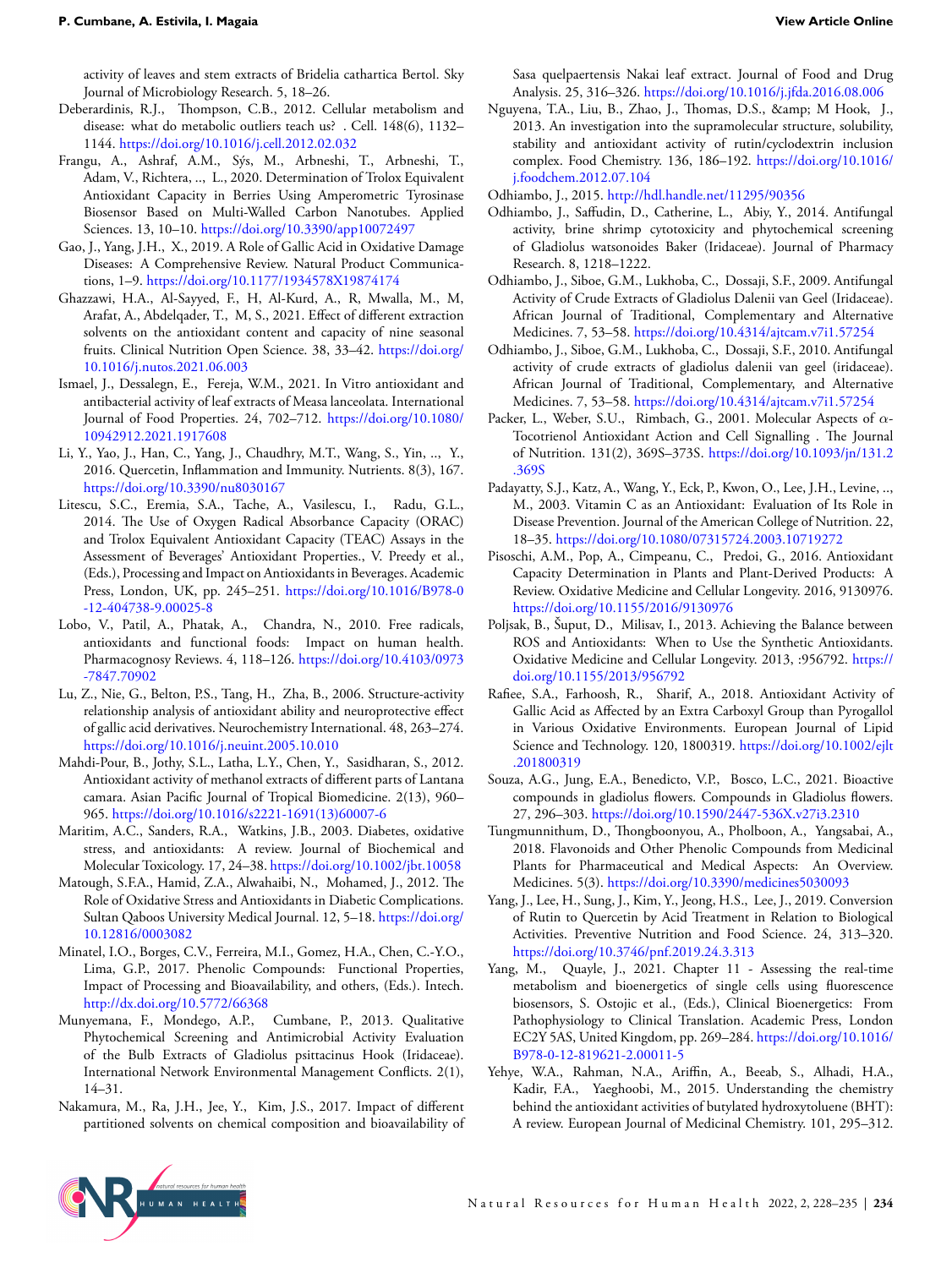activity of leaves and stem extracts of Bridelia cathartica Bertol. Sky Journal of Microbiology Research. 5, 18–26.

Deberardinis, R.J., Thompson, C.B., 2012. Cellular metabolism and disease: what do metabolic outliers teach us? . Cell. 148(6), 1132–1144. https://doi.org/10.1016/j.cell.2012.02.032

Frangu, A., Ashraf, A.M., Sýs, M., Arbneshi, T., Arbneshi, T., Adam, V., Richtera, .., L., 2020. Determination of Trolox Equivalent Antioxidant Capacity in Berries Using Amperometric Tyrosinase Biosensor Based on Multi-Walled Carbon Nanotubes. Applied Sciences. 13, 10–10. https://doi.org/10.3390/app10072497

Gao, J., Yang, J.H., X., 2019. A Role of Gallic Acid in Oxidative Damage Diseases: A Comprehensive Review. Natural Product Communications, 1–9. https://doi.org/10.1177/1934578X19874174

Ghazzawi, H.A., Al-Sayyed, F., H, Al-Kurd, A., R, Mwalla, M., M, Arafat, A., Abdelqader, T., M, S., 2021. Effect of different extraction solvents on the antioxidant content and capacity of nine seasonal fruits. Clinical Nutrition Open Science. 38, 33–42. https://doi.org/10.1016/j.nutos.2021.06.003

Ismael, J., Dessalegn, E., Fereja, W.M., 2021. In Vitro antioxidant and antibacterial activity of leaf extracts of Measa lanceolata. International Journal of Food Properties. 24, 702–712. https://doi.org/10.1080/10942912.2021.1917608

Li, Y., Yao, J., Han, C., Yang, J., Chaudhry, M.T., Wang, S., Yin, .., Y., 2016. Quercetin, Inflammation and Immunity. Nutrients. 8(3), 167. https://doi.org/10.3390/nu8030167

Litescu, S.C., Eremia, S.A., Tache, A., Vasilescu, I., Radu, G.L., 2014. The Use of Oxygen Radical Absorbance Capacity (ORAC) and Trolox Equivalent Antioxidant Capacity (TEAC) Assays in the Assessment of Beverages' Antioxidant Properties., V. Preedy et al., (Eds.), Processing and Impact on Antioxidants in Beverages. Academic Press, London, UK, pp. 245–251. https://doi.org/10.1016/B978-0-12-404738-9.00025-8

Lobo, V., Patil, A., Phatak, A., Chandra, N., 2010. Free radicals, antioxidants and functional foods: Impact on human health. Pharmacognosy Reviews. 4, 118–126. https://doi.org/10.4103/0973-7847.70902

Lu, Z., Nie, G., Belton, P.S., Tang, H., Zha, B., 2006. Structure-activity relationship analysis of antioxidant ability and neuroprotective effect of gallic acid derivatives. Neurochemistry International. 48, 263–274. https://doi.org/10.1016/j.neuint.2005.10.010

Mahdi-Pour, B., Jothy, S.L., Latha, L.Y., Chen, Y., Sasidharan, S., 2012. Antioxidant activity of methanol extracts of different parts of Lantana camara. Asian Pacific Journal of Tropical Biomedicine. 2(13), 960–965. https://doi.org/10.1016/s2221-1691(13)60007-6

Maritim, A.C., Sanders, R.A., Watkins, J.B., 2003. Diabetes, oxidative stress, and antioxidants: A review. Journal of Biochemical and Molecular Toxicology. 17, 24–38. https://doi.org/10.1002/jbt.10058

Matough, S.F.A., Hamid, Z.A., Alwahaibi, N., Mohamed, J., 2012. The Role of Oxidative Stress and Antioxidants in Diabetic Complications. Sultan Qaboos University Medical Journal. 12, 5–18. https://doi.org/10.12816/0003082

Minatel, I.O., Borges, C.V., Ferreira, M.I., Gomez, H.A., Chen, C.-Y.O., Lima, G.P., 2017. Phenolic Compounds: Functional Properties, Impact of Processing and Bioavailability, and others, (Eds.). Intech. http://dx.doi.org/10.5772/66368

Munyemana, F., Mondego, A.P., Cumbane, P., 2013. Qualitative Phytochemical Screening and Antimicrobial Activity Evaluation of the Bulb Extracts of Gladiolus psittacinus Hook (Iridaceae). International Network Environmental Management Conflicts. 2(1), 14–31.

Nakamura, M., Ra, J.H., Jee, Y., Kim, J.S., 2017. Impact of different partitioned solvents on chemical composition and bioavailability of Sasa quelpaertensis Nakai leaf extract. Journal of Food and Drug Analysis. 25, 316–326. https://doi.org/10.1016/j.jfda.2016.08.006

Nguyena, T.A., Liu, B., Zhao, J., Thomas, D.S., &amp; M Hook, J., 2013. An investigation into the supramolecular structure, solubility, stability and antioxidant activity of rutin/cyclodextrin inclusion complex. Food Chemistry. 136, 186–192. https://doi.org/10.1016/j.foodchem.2012.07.104

Odhiambo, J., 2015. http://hdl.handle.net/11295/90356

Odhiambo, J., Saffudin, D., Catherine, L., Abiy, Y., 2014. Antifungal activity, brine shrimp cytotoxicity and phytochemical screening of Gladiolus watsonoides Baker (Iridaceae). Journal of Pharmacy Research. 8, 1218–1222.

Odhiambo, J., Siboe, G.M., Lukhoba, C., Dossaji, S.F., 2009. Antifungal Activity of Crude Extracts of Gladiolus Dalenii van Geel (Iridaceae). African Journal of Traditional, Complementary and Alternative Medicines. 7, 53–58. https://doi.org/10.4314/ajtcam.v7i1.57254

Odhiambo, J., Siboe, G.M., Lukhoba, C., Dossaji, S.F., 2010. Antifungal activity of crude extracts of gladiolus dalenii van geel (iridaceae). African Journal of Traditional, Complementary, and Alternative Medicines. 7, 53–58. https://doi.org/10.4314/ajtcam.v7i1.57254

Packer, L., Weber, S.U., Rimbach, G., 2001. Molecular Aspects of $\alpha$-Tocotrienol Antioxidant Action and Cell Signalling . The Journal of Nutrition. 131(2), 369S–373S. https://doi.org/10.1093/jn/131.2.369S

Padayatty, S.J., Katz, A., Wang, Y., Eck, P., Kwon, O., Lee, J.H., Levine, .., M., 2003. Vitamin C as an Antioxidant: Evaluation of Its Role in Disease Prevention. Journal of the American College of Nutrition. 22, 18–35. https://doi.org/10.1080/07315724.2003.10719272

Pisoschi, A.M., Pop, A., Cimpeanu, C., Predoi, G., 2016. Antioxidant Capacity Determination in Plants and Plant-Derived Products: A Review. Oxidative Medicine and Cellular Longevity. 2016, 9130976. https://doi.org/10.1155/2016/9130976

Poljsak, B., Šuput, D., Milisav, I., 2013. Achieving the Balance between ROS and Antioxidants: When to Use the Synthetic Antioxidants. Oxidative Medicine and Cellular Longevity. 2013, :956792. https://doi.org/10.1155/2013/956792

Rafiee, S.A., Farhoosh, R., Sharif, A., 2018. Antioxidant Activity of Gallic Acid as Affected by an Extra Carboxyl Group than Pyrogallol in Various Oxidative Environments. European Journal of Lipid Science and Technology. 120, 1800319. https://doi.org/10.1002/ejlt.201800319

Souza, A.G., Jung, E.A., Benedicto, V.P., Bosco, L.C., 2021. Bioactive compounds in gladiolus flowers. Compounds in Gladiolus flowers. 27, 296–303. https://doi.org/10.1590/2447-536X.v27i3.2310

Tungmunnithum, D., Thongboonyou, A., Pholboon, A., Yangsabai, A., 2018. Flavonoids and Other Phenolic Compounds from Medicinal Plants for Pharmaceutical and Medical Aspects: An Overview. Medicines. 5(3). https://doi.org/10.3390/medicines5030093

Yang, J., Lee, H., Sung, J., Kim, Y., Jeong, H.S., Lee, J., 2019. Conversion of Rutin to Quercetin by Acid Treatment in Relation to Biological Activities. Preventive Nutrition and Food Science. 24, 313–320. https://doi.org/10.3746/pnf.2019.24.3.313

Yang, M., Quayle, J., 2021. Chapter 11 - Assessing the real-time metabolism and bioenergetics of single cells using fluorescence biosensors, S. Ostojic et al., (Eds.), Clinical Bioenergetics: From Pathophysiology to Clinical Translation. Academic Press, London EC2Y 5AS, United Kingdom, pp. 269–284. https://doi.org/10.1016/B978-0-12-819621-2.00011-5

Yehye, W.A., Rahman, N.A., Ariffin, A., Beeab, S., Alhadi, H.A., Kadir, F.A., Yaeghoobi, M., 2015. Understanding the chemistry behind the antioxidant activities of butylated hydroxytoluene (BHT): A review. European Journal of Medicinal Chemistry. 101, 295–312.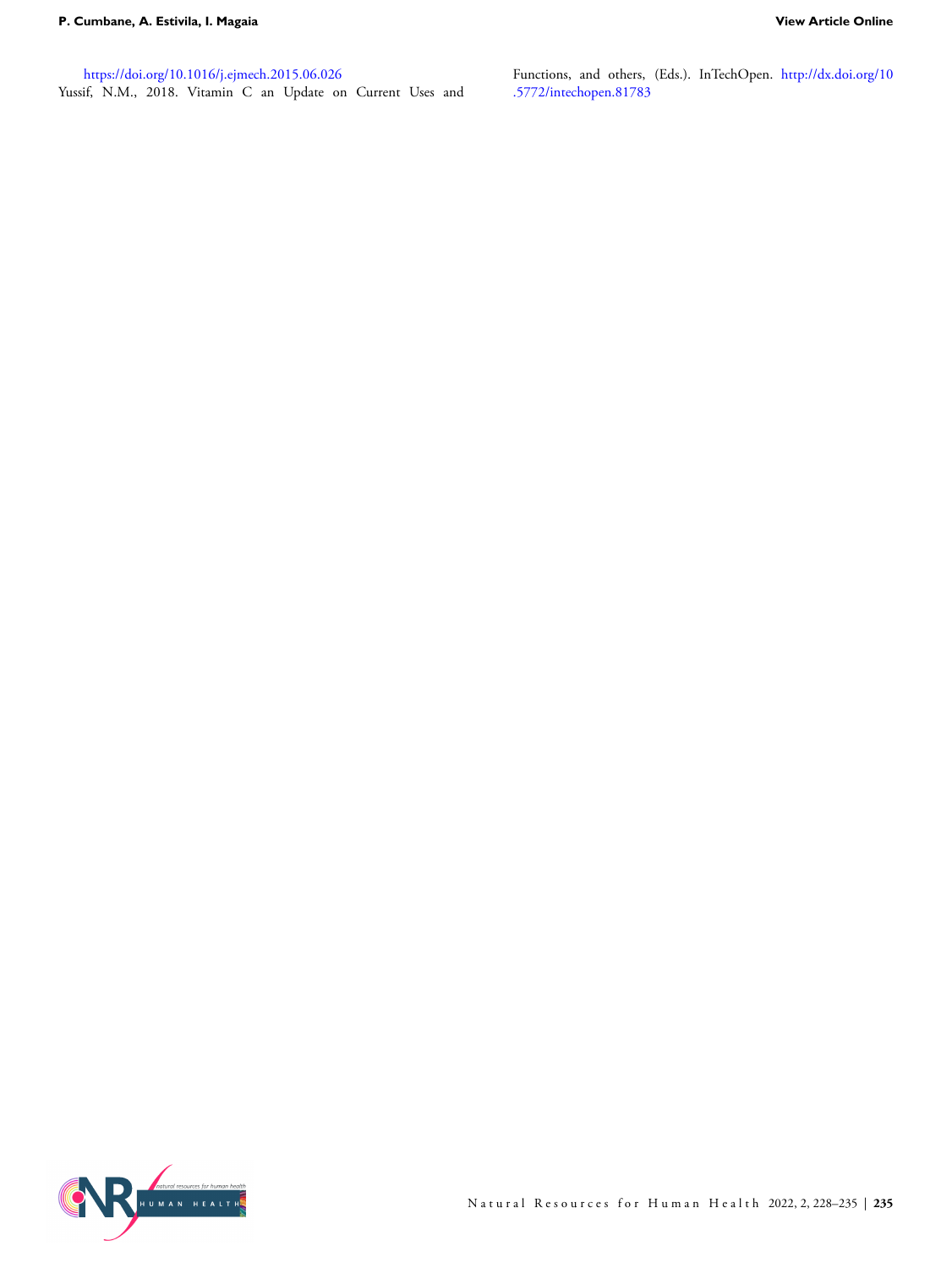https://doi.org/10.1016/j.ejmech.2015.06.026

Yussif, N.M., 2018. Vitamin C an Update on Current Uses and Functions, and others, (Eds.). InTechOpen. http://dx.doi.org/10.5772/intechopen.81783